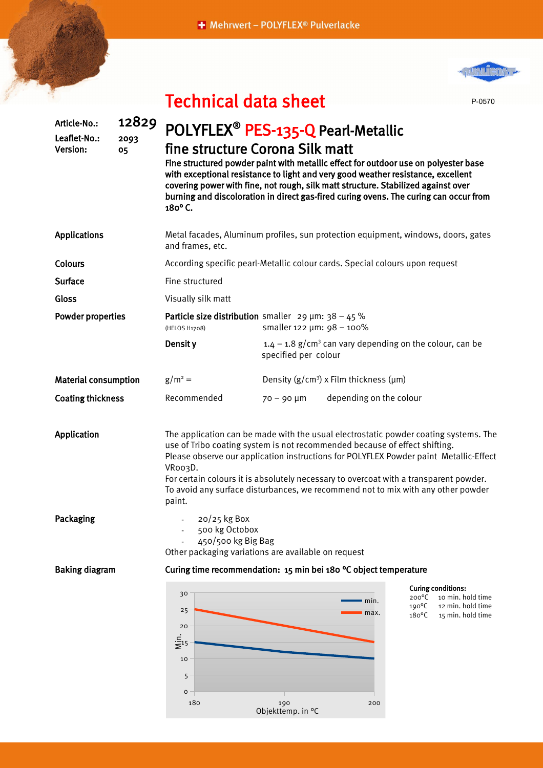# Technical data sheet

P-0570

Article-No.: **12829**
Leaflet-No.: 2093
Version: 05

## POLYFLEX® PES-135-Q Pearl-Metallic fine structure Corona Silk matt

**Fine structured powder paint with metallic effect for outdoor use on polyester base with exceptional resistance to light and very good weather resistance, excellent covering power with fine, not rough, silk matt structure. Stabilized against over burning and discoloration in direct gas-fired curing ovens. The curing can occur from 180° C.**

**Applications**

Metal facades, Aluminum profiles, sun protection equipment, windows, doors, gates and frames, etc.

**Colours**

According specific pearl-Metallic colour cards. Special colours upon request

**Surface**

Fine structured

**Gloss**

Visually silk matt

**Powder properties**

**Particle size distribution** (HELOS H1708): smaller 29 µm: 38 – 45 %; smaller 122 µm: 98 – 100%

**Density**: 1.4 – 1.8 g/cm³ can vary depending on the colour, can be specified per colour

**Material consumption**

g/m² = Density (g/cm³) x Film thickness (µm)

**Coating thickness**

Recommended 70 – 90 µm depending on the colour

**Application**

The application can be made with the usual electrostatic powder coating systems. The use of Tribo coating system is not recommended because of effect shifting.
Please observe our application instructions for POLYFLEX Powder paint Metallic-Effect VR003D.
For certain colours it is absolutely necessary to overcoat with a transparent powder.
To avoid any surface disturbances, we recommend not to mix with any other powder paint.

**Packaging**

- 20/25 kg Box
- 500 kg Octobox
- 450/500 kg Big Bag

Other packaging variations are available on request

**Baking diagram**

**Curing time recommendation: 15 min bei 180 °C object temperature**

| Objekttemp. in °C | min. (Min.) | max. (Min.) |
|---|---|---|
| 180 | 15 | 25 |
| 190 | 12 | 20 |
| 200 | 10 | 15 |

**Curing conditions:**

| | |
|---|---|
| 200°C | 10 min. hold time |
| 190°C | 12 min. hold time |
| 180°C | 15 min. hold time |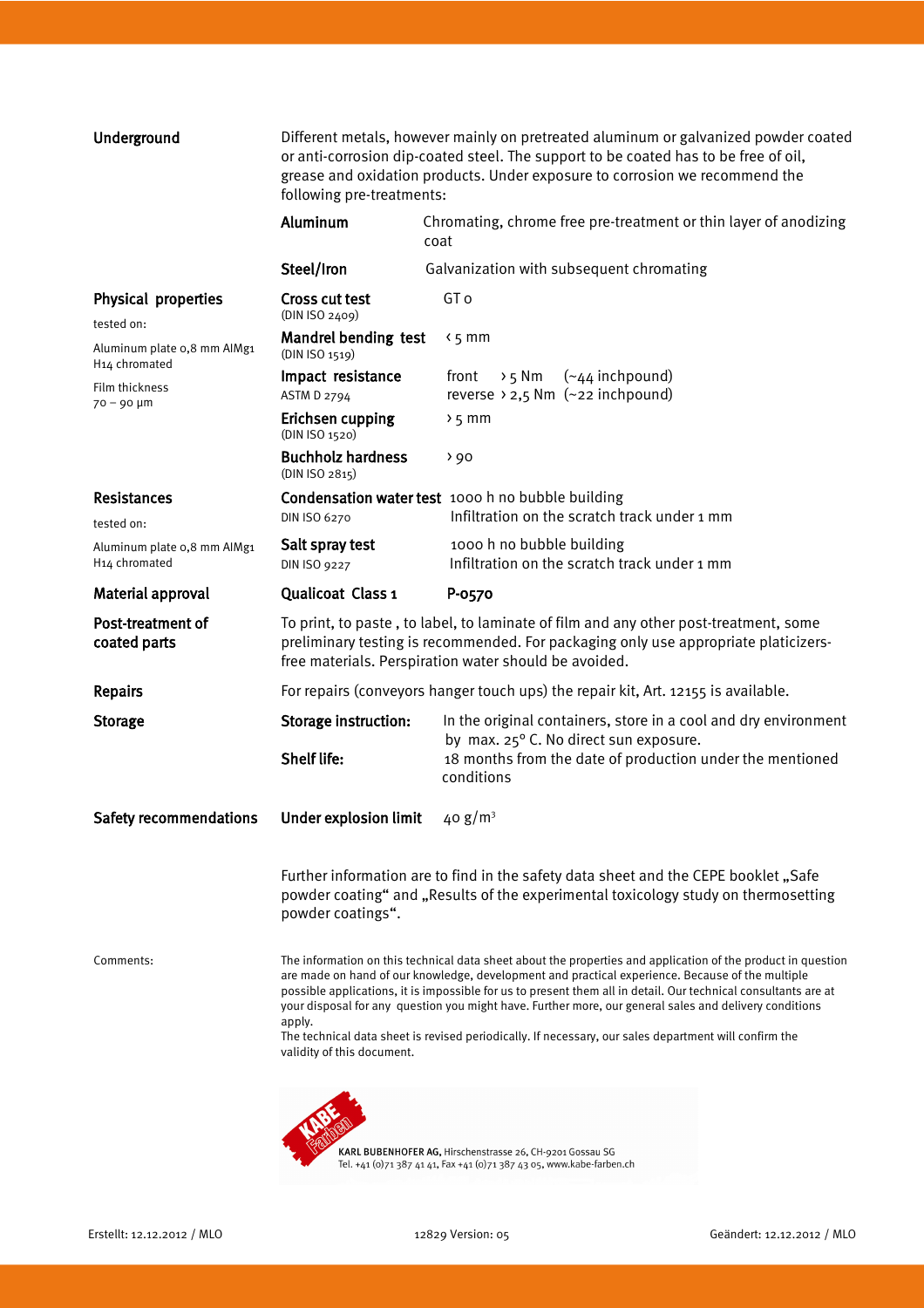| | | |
|---|---|---|
| **Underground** | Different metals, however mainly on pretreated aluminum or galvanized powder coated or anti-corrosion dip-coated steel. The support to be coated has to be free of oil, grease and oxidation products. Under exposure to corrosion we recommend the following pre-treatments: | |
| | **Aluminum** | Chromating, chrome free pre-treatment or thin layer of anodizing coat |
| | **Steel/Iron** | Galvanization with subsequent chromating |
| **Physical properties** tested on: Aluminum plate 0,8 mm AlMg1 H14 chromated; Film thickness 70 – 90 µm | **Cross cut test** (DIN ISO 2409) | GT 0 |
| | **Mandrel bending test** (DIN ISO 1519) | < 5 mm |
| | **Impact resistance** ASTM D 2794 | front > 5 Nm (~44 inchpound)<br>reverse > 2,5 Nm (~22 inchpound) |
| | **Erichsen cupping** (DIN ISO 1520) | > 5 mm |
| | **Buchholz hardness** (DIN ISO 2815) | > 90 |
| **Resistances** tested on: Aluminum plate 0,8 mm AlMg1 H14 chromated | **Condensation water test** DIN ISO 6270 | 1000 h no bubble building<br>Infiltration on the scratch track under 1 mm |
| | **Salt spray test** DIN ISO 9227 | 1000 h no bubble building<br>Infiltration on the scratch track under 1 mm |
| **Material approval** | **Qualicoat Class 1** | **P-0570** |
| **Post-treatment of coated parts** | To print, to paste , to label, to laminate of film and any other post-treatment, some preliminary testing is recommended. For packaging only use appropriate platicizers-free materials. Perspiration water should be avoided. | |
| **Repairs** | For repairs (conveyors hanger touch ups) the repair kit, Art. 12155 is available. | |
| **Storage** | **Storage instruction:** | In the original containers, store in a cool and dry environment by max. 25° C. No direct sun exposure. |
| | **Shelf life:** | 18 months from the date of production under the mentioned conditions |
| **Safety recommendations** | **Under explosion limit** | 40 g/m³ |

Further information are to find in the safety data sheet and the CEPE booklet „Safe powder coating" and „Results of the experimental toxicology study on thermosetting powder coatings".

Comments:

The information on this technical data sheet about the properties and application of the product in question are made on hand of our knowledge, development and practical experience. Because of the multiple possible applications, it is impossible for us to present them all in detail. Our technical consultants are at your disposal for any question you might have. Further more, our general sales and delivery conditions apply.
The technical data sheet is revised periodically. If necessary, our sales department will confirm the validity of this document.

KABE Farben

**KARL BUBENHOFER AG,** Hirschenstrasse 26, CH-9201 Gossau SG
Tel. +41 (0)71 387 41 41, Fax +41 (0)71 387 43 05, www.kabe-farben.ch

Erstellt: 12.12.2012 / MLO    12829 Version: 05    Geändert: 12.12.2012 / MLO